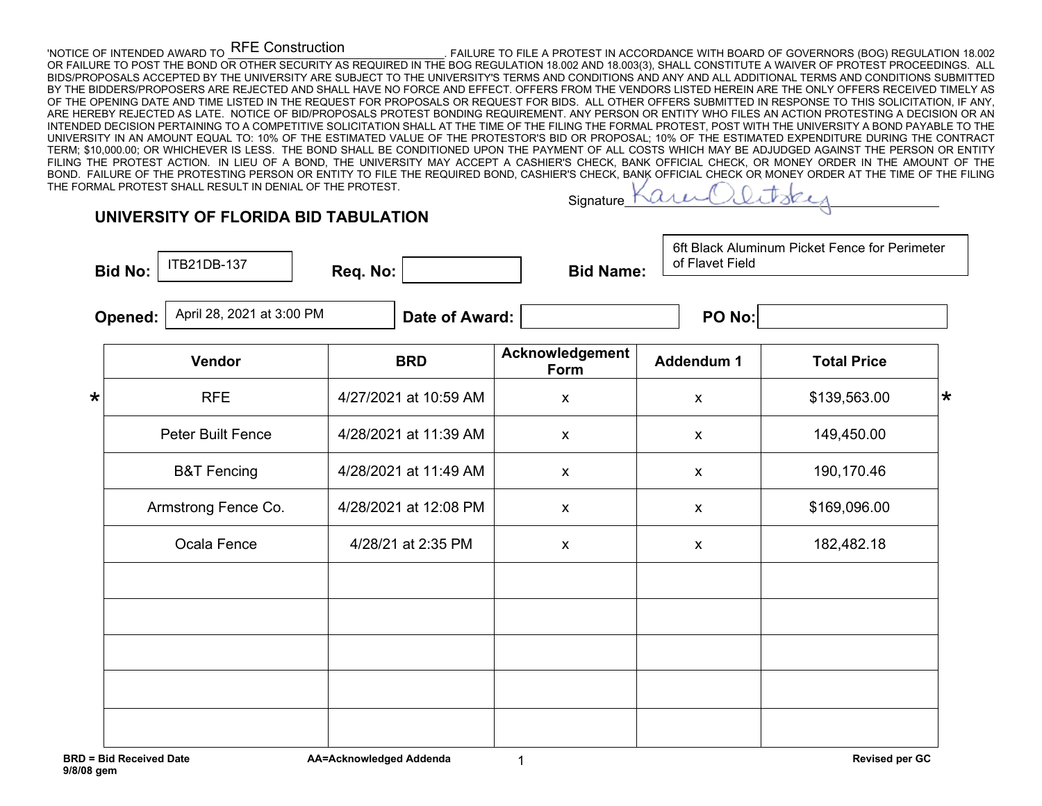'NOTICE OF INTENDED AWARD TO RFE Construction. FAILURE TO FILE A PROTEST IN ACCORDANCE WITH BOARD OF GOVERNORS (BOG) REGULATION 18.002 OR FAILURE TO POST THE BOND OR OTHER SECURITY AS REQUIRED IN THE BOG REGULATION 18.002 AND 18.003(3), SHALL CONSTITUTE A WAIVER OF PROTEST PROCEEDINGS. ALL BIDS/PROPOSALS ACCEPTED BY THE UNIVERSITY ARE SUBJECT TO THE UNIVERSITY'S TERMS AND CONDITIONS AND ANY AND ALL ADDITIONAL TERMS AND CONDITIONS SUBMITTED BY THE BIDDERS/PROPOSERS ARE REJECTED AND SHALL HAVE NO FORCE AND EFFECT. OFFERS FROM THE VENDORS LISTED HEREIN ARE THE ONLY OFFERS RECEIVED TIMELY AS OF THE OPENING DATE AND TIME LISTED IN THE REQUEST FOR PROPOSALS OR REQUEST FOR BIDS. ALL OTHER OFFERS SUBMITTED IN RESPONSE TO THIS SOLICITATION, IF ANY, ARE HEREBY REJECTED AS LATE. NOTICE OF BID/PROPOSALS PROTEST BONDING REQUIREMENT. ANY PERSON OR ENTITY WHO FILES AN ACTION PROTESTING A DECISION OR AN INTENDED DECISION PERTAINING TO A COMPETITIVE SOLICITATION SHALL AT THE TIME OF THE FILING THE FORMAL PROTEST, POST WITH THE UNIVERSITY A BOND PAYABLE TO THE UNIVERSITY IN AN AMOUNT EQUAL TO: 10% OF THE ESTIMATED VALUE OF THE PROTESTOR'S BID OR PROPOSAL; 10% OF THE ESTIMATED EXPENDITURE DURING THE CONTRACT TERM; $10,000.00; OR WHICHEVER IS LESS. THE BOND SHALL BE CONDITIONED UPON THE PAYMENT OF ALL COSTS WHICH MAY BE ADJUDGED AGAINST THE PERSON OR ENTITY FILING THE PROTEST ACTION. IN LIEU OF A BOND, THE UNIVERSITY MAY ACCEPT A CASHIER'S CHECK, BANK OFFICIAL CHECK, OR MONEY ORDER IN THE AMOUNT OF THE BOND. FAILURE OF THE PROTESTING PERSON OR ENTITY TO FILE THE REQUIRED BOND, CASHIER'S CHECK, BANK OFFICIAL CHECK OR MONEY ORDER AT THE TIME OF THE FILING THE FORMAL PROTEST SHALL RESULT IN DENIAL OF THE PROTEST.

Signature: Karen Olitsky

## UNIVERSITY OF FLORIDA BID TABULATION

**Bid No:** ITB21DB-137 **Req. No:** **Bid Name:** 6ft Black Aluminum Picket Fence for Perimeter of Flavet Field

**Opened:** April 28, 2021 at 3:00 PM **Date of Award:** **PO No:**

| Vendor | BRD | Acknowledgement Form | Addendum 1 | Total Price |
|---|---|---|---|---|
| * RFE | 4/27/2021 at 10:59 AM | x | x | $139,563.00 * |
| Peter Built Fence | 4/28/2021 at 11:39 AM | x | x | 149,450.00 |
| B&T Fencing | 4/28/2021 at 11:49 AM | x | x | 190,170.46 |
| Armstrong Fence Co. | 4/28/2021 at 12:08 PM | x | x | $169,096.00 |
| Ocala Fence | 4/28/21 at 2:35 PM | x | x | 182,482.18 |
| | | | | |
| | | | | |
| | | | | |
| | | | | |
| | | | | |

**BRD = Bid Received Date** **AA=Acknowledged Addenda** **Revised per GC**

**9/8/08 gem**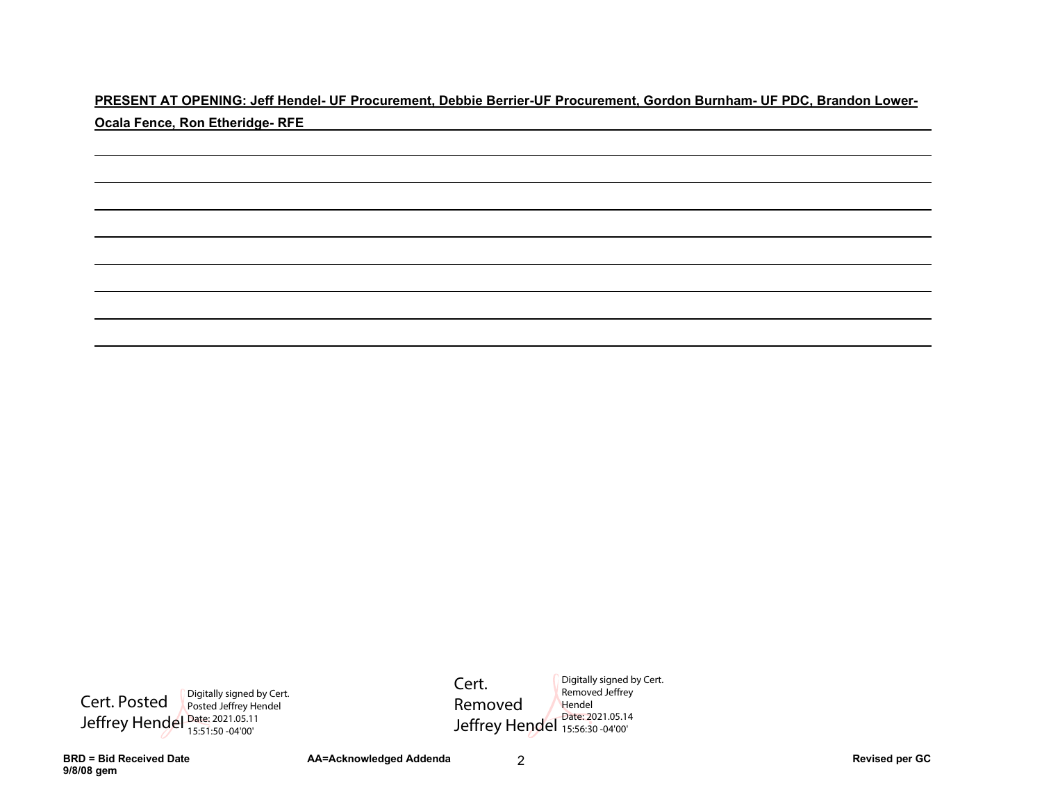**PRESENT AT OPENING: Jeff Hendel- UF Procurement, Debbie Berrier-UF Procurement, Gordon Burnham- UF PDC, Brandon Lower-Ocala Fence, Ron Etheridge- RFE**

Cert. Posted Jeffrey Hendel Digitally signed by Cert. Posted Jeffrey Hendel Date: 2021.05.11 15:51:50 -04'00'

Cert. Removed Jeffrey Hendel Digitally signed by Cert. Removed Jeffrey Hendel Date: 2021.05.14 15:56:30 -04'00'

**BRD = Bid Received Date**
**9/8/08 gem**

**AA=Acknowledged Addenda**

**Revised per GC**